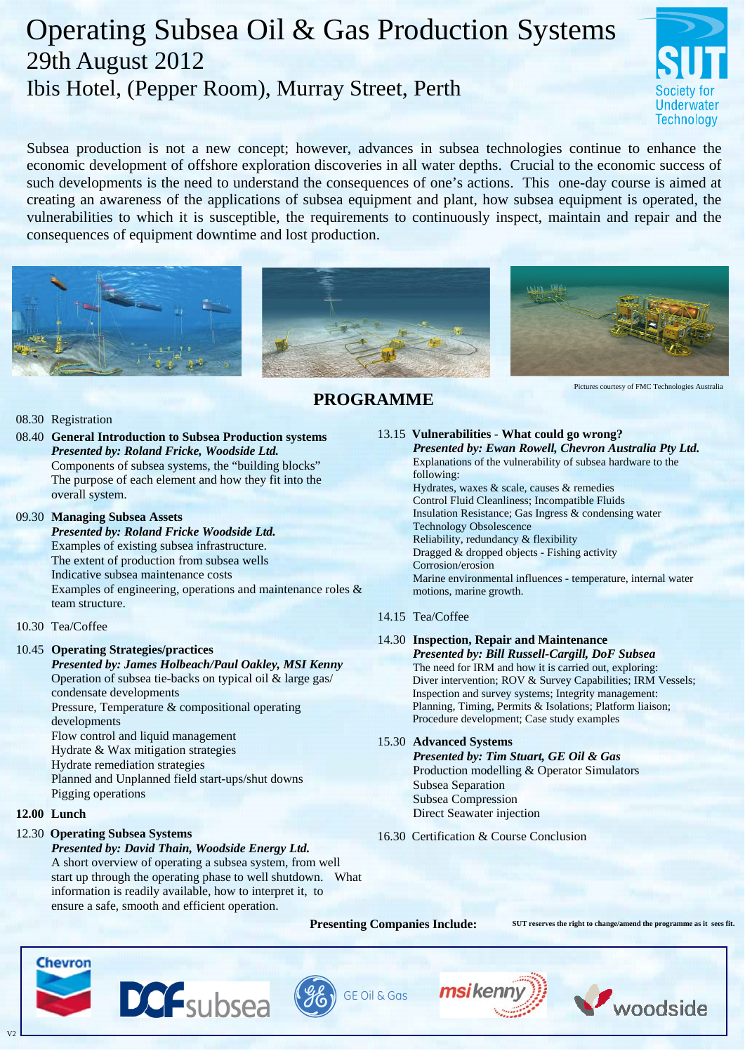# Operating Subsea Oil & Gas Production Systems

## 29th August 2012

## Ibis Hotel, (Pepper Room), Murray Street, Perth

Society for Underwater Technology

Subsea production is not a new concept; however, advances in subsea technologies continue to enhance the economic development of offshore exploration discoveries in all water depths. Crucial to the economic success of such developments is the need to understand the consequences of one's actions. This one-day course is aimed at creating an awareness of the applications of subsea equipment and plant, how subsea equipment is operated, the vulnerabilities to which it is susceptible, the requirements to continuously inspect, maintain and repair and the consequences of equipment downtime and lost production.

Pictures courtesy of FMC Technologies Australia

## PROGRAMME

08.30 Registration

08.40 **General Introduction to Subsea Production systems**
***Presented by: Roland Fricke, Woodside Ltd.***
Components of subsea systems, the "building blocks"
The purpose of each element and how they fit into the overall system.

09.30 **Managing Subsea Assets**
***Presented by: Roland Fricke Woodside Ltd.***
Examples of existing subsea infrastructure.
The extent of production from subsea wells
Indicative subsea maintenance costs
Examples of engineering, operations and maintenance roles & team structure.

10.30 Tea/Coffee

10.45 **Operating Strategies/practices**
***Presented by: James Holbeach/Paul Oakley, MSI Kenny***
Operation of subsea tie-backs on typical oil & large gas/condensate developments
Pressure, Temperature & compositional operating developments
Flow control and liquid management
Hydrate & Wax mitigation strategies
Hydrate remediation strategies
Planned and Unplanned field start-ups/shut downs
Pigging operations

**12.00 Lunch**

12.30 **Operating Subsea Systems**
***Presented by: David Thain, Woodside Energy Ltd.***
A short overview of operating a subsea system, from well start up through the operating phase to well shutdown. What information is readily available, how to interpret it, to ensure a safe, smooth and efficient operation.

13.15 **Vulnerabilities** - **What could go wrong?**
***Presented by: Ewan Rowell, Chevron Australia Pty Ltd.***
Explanations of the vulnerability of subsea hardware to the following:
Hydrates, waxes & scale, causes & remedies
Control Fluid Cleanliness; Incompatible Fluids
Insulation Resistance; Gas Ingress & condensing water
Technology Obsolescence
Reliability, redundancy & flexibility
Dragged & dropped objects - Fishing activity
Corrosion/erosion
Marine environmental influences - temperature, internal water motions, marine growth.

14.15 Tea/Coffee

14.30 **Inspection, Repair and Maintenance**
***Presented by: Bill Russell-Cargill, DoF Subsea***
The need for IRM and how it is carried out, exploring:
Diver intervention; ROV & Survey Capabilities; IRM Vessels;
Inspection and survey systems; Integrity management:
Planning, Timing, Permits & Isolations; Platform liaison;
Procedure development; Case study examples

15.30 **Advanced Systems**
***Presented by: Tim Stuart, GE Oil & Gas***
Production modelling & Operator Simulators
Subsea Separation
Subsea Compression
Direct Seawater injection

16.30 Certification & Course Conclusion

**Presenting Companies Include:**

**SUT reserves the right to change/amend the programme as it sees fit.**

Chevron | DOF subsea | GE Oil & Gas | msi kenny | woodside

V2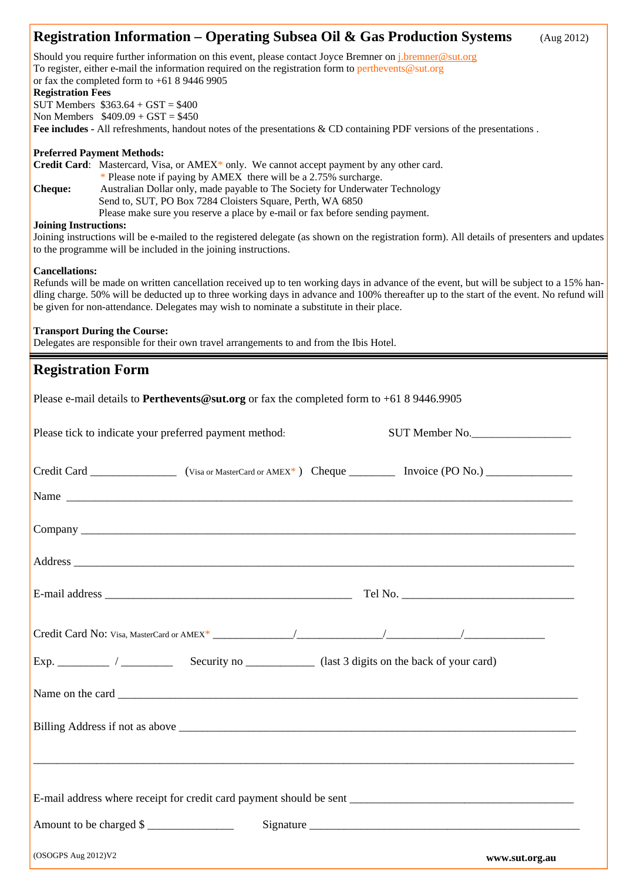## Registration Information – Operating Subsea Oil & Gas Production Systems (Aug 2012)

Should you require further information on this event, please contact Joyce Bremner on j.bremner@sut.org
To register, either e-mail the information required on the registration form to perthevents@sut.org
or fax the completed form to +61 8 9446 9905

**Registration Fees**
SUT Members $363.64 + GST = $400
Non Members $409.09 + GST = $450

**Fee includes -** All refreshments, handout notes of the presentations & CD containing PDF versions of the presentations .

**Preferred Payment Methods:**

**Credit Card**: Mastercard, Visa, or AMEX* only. We cannot accept payment by any other card.
\* Please note if paying by AMEX there will be a 2.75% surcharge.

**Cheque:** Australian Dollar only, made payable to The Society for Underwater Technology
Send to, SUT, PO Box 7284 Cloisters Square, Perth, WA 6850
Please make sure you reserve a place by e-mail or fax before sending payment.

**Joining Instructions:**
Joining instructions will be e-mailed to the registered delegate (as shown on the registration form). All details of presenters and updates to the programme will be included in the joining instructions.

**Cancellations:**
Refunds will be made on written cancellation received up to ten working days in advance of the event, but will be subject to a 15% handling charge. 50% will be deducted up to three working days in advance and 100% thereafter up to the start of the event. No refund will be given for non-attendance. Delegates may wish to nominate a substitute in their place.

**Transport During the Course:**
Delegates are responsible for their own travel arrangements to and from the Ibis Hotel.

---

## Registration Form

Please e-mail details to **Perthevents@sut.org** or fax the completed form to +61 8 9446.9905

Please tick to indicate your preferred payment method: SUT Member No.________________

Credit Card ______________ (Visa or MasterCard or AMEX*) Cheque ________ Invoice (PO No.) ______________

Name ______________________________________________________________________________

Company ___________________________________________________________________________

Address ____________________________________________________________________________

E-mail address ________________________________________ Tel No. ___________________________

Credit Card No: Visa, MasterCard or AMEX* _____________/______________/____________/_____________

Exp. _________ / _________ Security no ___________ (last 3 digits on the back of your card)

Name on the card ______________________________________________________________________

Billing Address if not as above ___________________________________________________________

_____________________________________________________________________________________

E-mail address where receipt for credit card payment should be sent ____________________________________

Amount to be charged $ ______________ Signature _____________________________________________

(OSOGPS Aug 2012)V2

**www.sut.org.au**